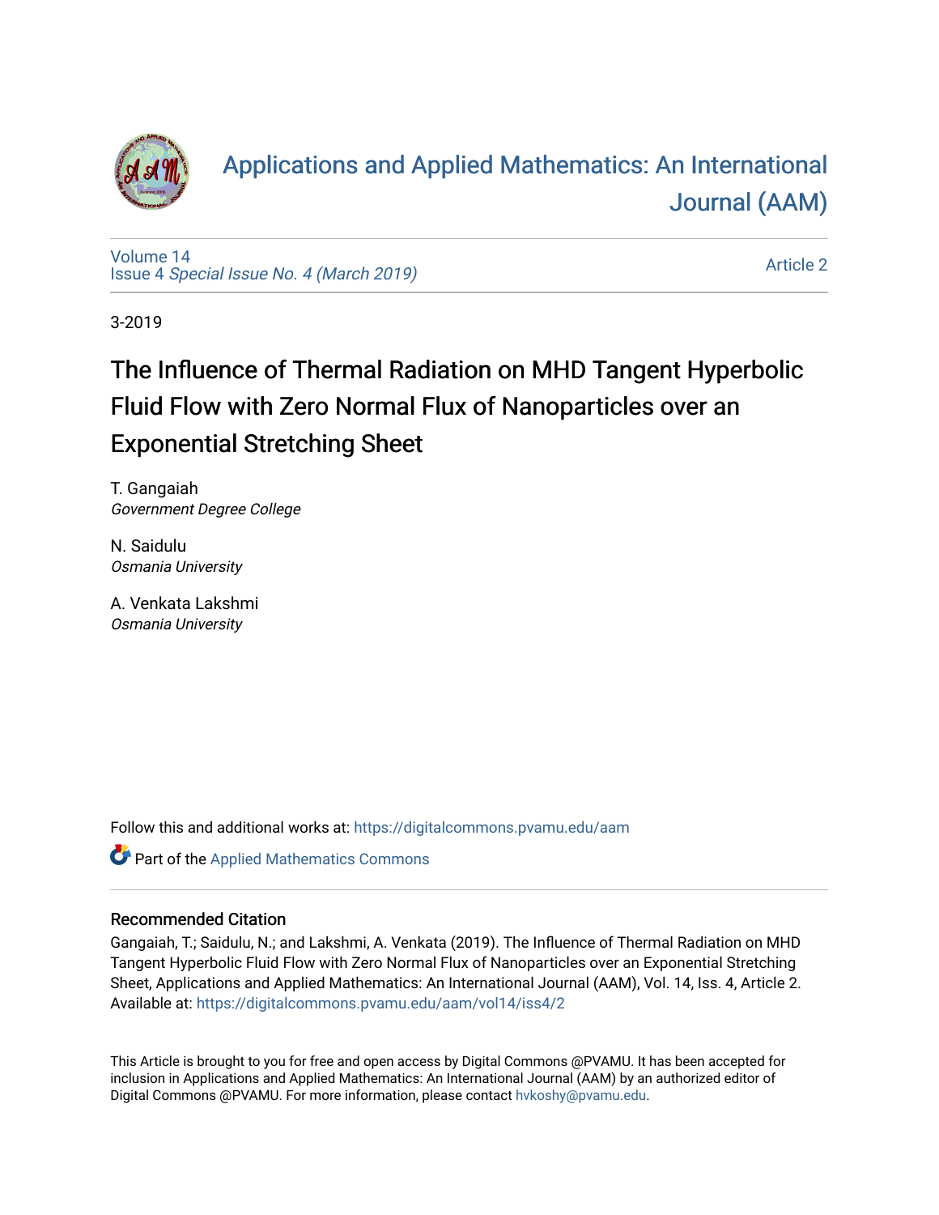# Applications and Applied Mathematics: An International Journal (AAM)

Volume 14
Issue 4 *Special Issue No. 4 (March 2019)*

Article 2

3-2019

# The Influence of Thermal Radiation on MHD Tangent Hyperbolic Fluid Flow with Zero Normal Flux of Nanoparticles over an Exponential Stretching Sheet

T. Gangaiah
*Government Degree College*

N. Saidulu
*Osmania University*

A. Venkata Lakshmi
*Osmania University*

Follow this and additional works at: https://digitalcommons.pvamu.edu/aam

Part of the Applied Mathematics Commons

### Recommended Citation

Gangaiah, T.; Saidulu, N.; and Lakshmi, A. Venkata (2019). The Influence of Thermal Radiation on MHD Tangent Hyperbolic Fluid Flow with Zero Normal Flux of Nanoparticles over an Exponential Stretching Sheet, Applications and Applied Mathematics: An International Journal (AAM), Vol. 14, Iss. 4, Article 2.
Available at: https://digitalcommons.pvamu.edu/aam/vol14/iss4/2

This Article is brought to you for free and open access by Digital Commons @PVAMU. It has been accepted for inclusion in Applications and Applied Mathematics: An International Journal (AAM) by an authorized editor of Digital Commons @PVAMU. For more information, please contact hvkoshy@pvamu.edu.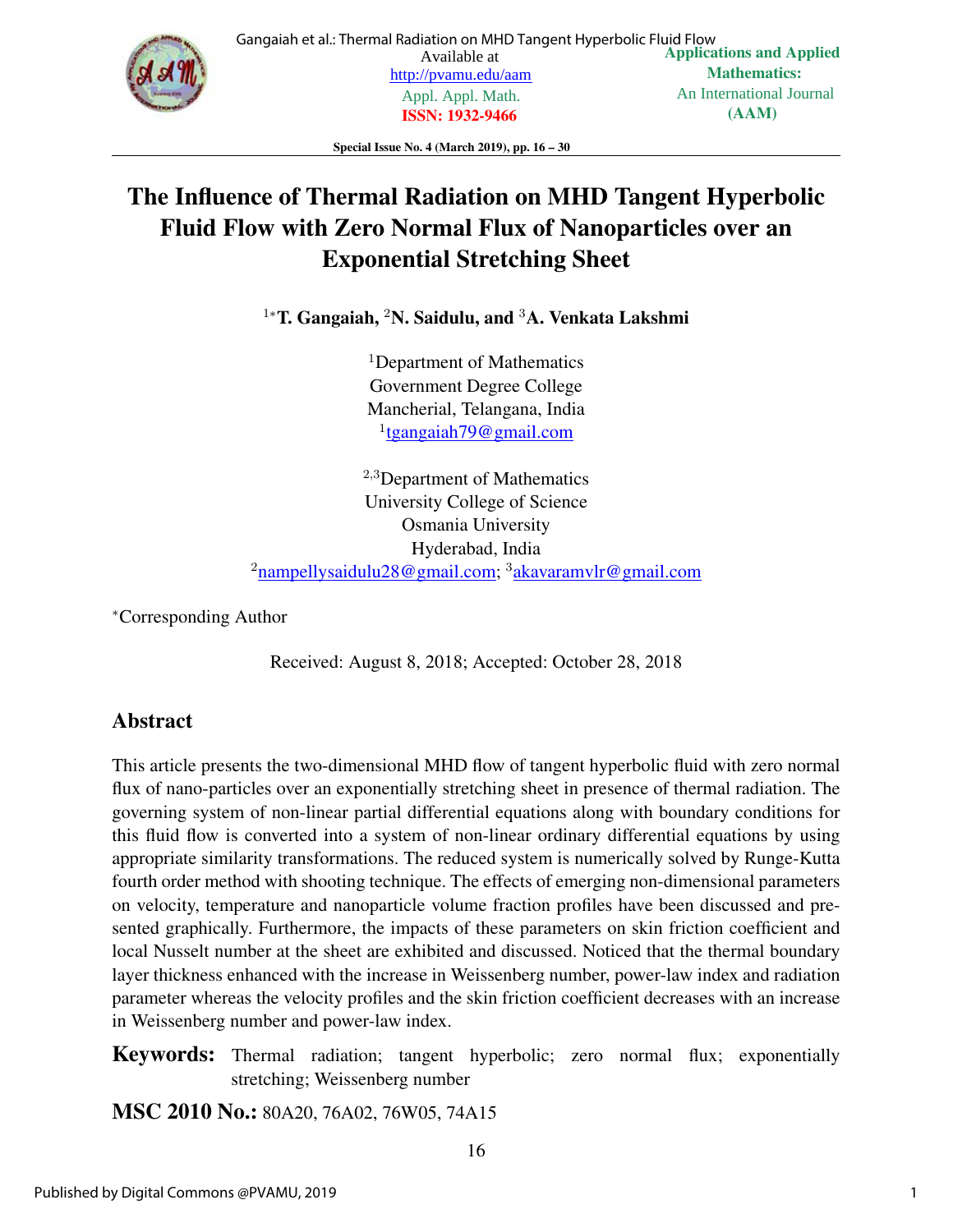Available at
http://pvamu.edu/aam
Appl. Appl. Math.
ISSN: 1932-9466

**Applications and Applied Mathematics:**
An International Journal
**(AAM)**

# The Influence of Thermal Radiation on MHD Tangent Hyperbolic Fluid Flow with Zero Normal Flux of Nanoparticles over an Exponential Stretching Sheet

[1*]**T. Gangaiah**, [2]**N. Saidulu, and** [3]**A. Venkata Lakshmi**

[1]Department of Mathematics
Government Degree College
Mancherial, Telangana, India
[1]tgangaiah79@gmail.com

[2,3]Department of Mathematics
University College of Science
Osmania University
Hyderabad, India
[2]nampellysaidulu28@gmail.com; [3]akavaramvlr@gmail.com

*Corresponding Author

Received: August 8, 2018; Accepted: October 28, 2018

## Abstract

This article presents the two-dimensional MHD flow of tangent hyperbolic fluid with zero normal flux of nano-particles over an exponentially stretching sheet in presence of thermal radiation. The governing system of non-linear partial differential equations along with boundary conditions for this fluid flow is converted into a system of non-linear ordinary differential equations by using appropriate similarity transformations. The reduced system is numerically solved by Runge-Kutta fourth order method with shooting technique. The effects of emerging non-dimensional parameters on velocity, temperature and nanoparticle volume fraction profiles have been discussed and presented graphically. Furthermore, the impacts of these parameters on skin friction coefficient and local Nusselt number at the sheet are exhibited and discussed. Noticed that the thermal boundary layer thickness enhanced with the increase in Weissenberg number, power-law index and radiation parameter whereas the velocity profiles and the skin friction coefficient decreases with an increase in Weissenberg number and power-law index.

**Keywords:** Thermal radiation; tangent hyperbolic; zero normal flux; exponentially stretching; Weissenberg number

**MSC 2010 No.:** 80A20, 76A02, 76W05, 74A15

Published by Digital Commons @PVAMU, 2019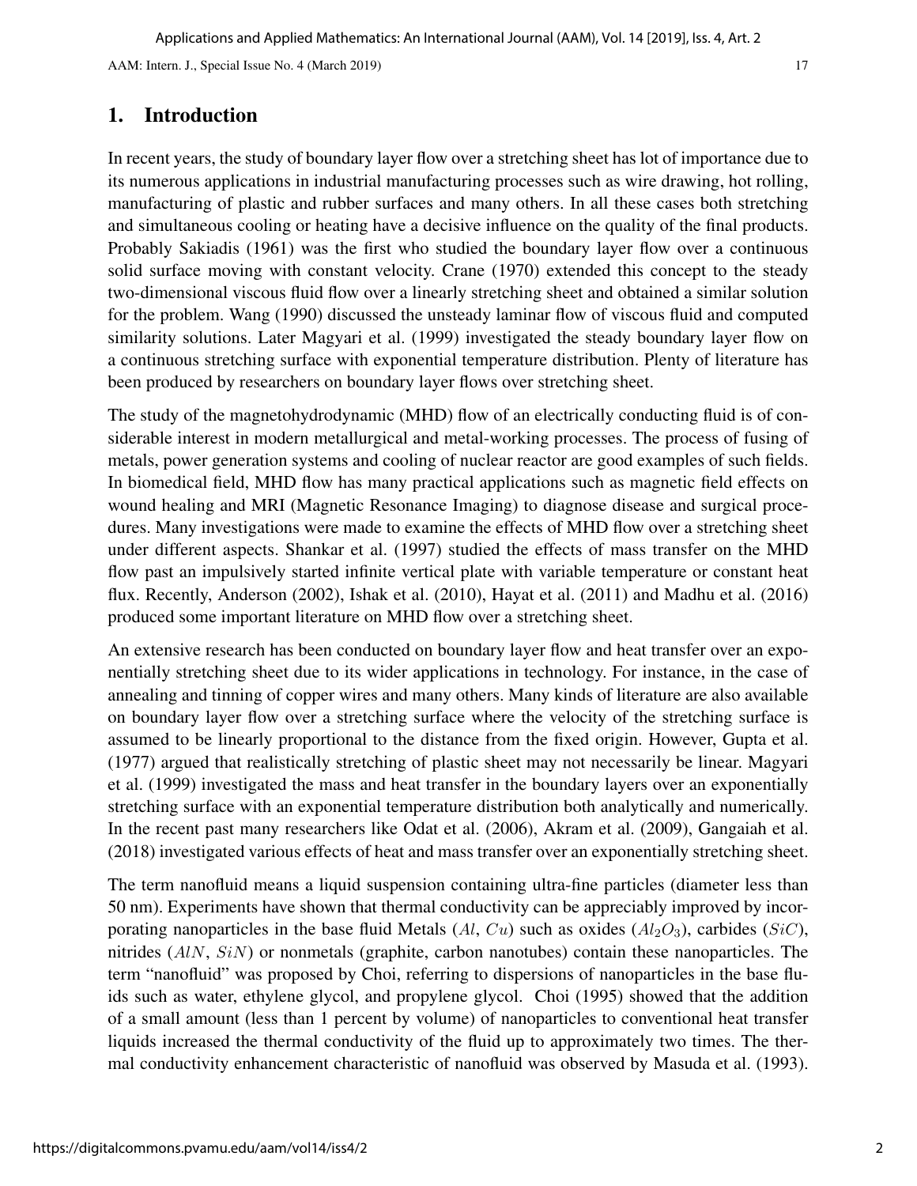## 1. Introduction

In recent years, the study of boundary layer flow over a stretching sheet has lot of importance due to its numerous applications in industrial manufacturing processes such as wire drawing, hot rolling, manufacturing of plastic and rubber surfaces and many others. In all these cases both stretching and simultaneous cooling or heating have a decisive influence on the quality of the final products. Probably Sakiadis (1961) was the first who studied the boundary layer flow over a continuous solid surface moving with constant velocity. Crane (1970) extended this concept to the steady two-dimensional viscous fluid flow over a linearly stretching sheet and obtained a similar solution for the problem. Wang (1990) discussed the unsteady laminar flow of viscous fluid and computed similarity solutions. Later Magyari et al. (1999) investigated the steady boundary layer flow on a continuous stretching surface with exponential temperature distribution. Plenty of literature has been produced by researchers on boundary layer flows over stretching sheet.

The study of the magnetohydrodynamic (MHD) flow of an electrically conducting fluid is of considerable interest in modern metallurgical and metal-working processes. The process of fusing of metals, power generation systems and cooling of nuclear reactor are good examples of such fields. In biomedical field, MHD flow has many practical applications such as magnetic field effects on wound healing and MRI (Magnetic Resonance Imaging) to diagnose disease and surgical procedures. Many investigations were made to examine the effects of MHD flow over a stretching sheet under different aspects. Shankar et al. (1997) studied the effects of mass transfer on the MHD flow past an impulsively started infinite vertical plate with variable temperature or constant heat flux. Recently, Anderson (2002), Ishak et al. (2010), Hayat et al. (2011) and Madhu et al. (2016) produced some important literature on MHD flow over a stretching sheet.

An extensive research has been conducted on boundary layer flow and heat transfer over an exponentially stretching sheet due to its wider applications in technology. For instance, in the case of annealing and tinning of copper wires and many others. Many kinds of literature are also available on boundary layer flow over a stretching surface where the velocity of the stretching surface is assumed to be linearly proportional to the distance from the fixed origin. However, Gupta et al. (1977) argued that realistically stretching of plastic sheet may not necessarily be linear. Magyari et al. (1999) investigated the mass and heat transfer in the boundary layers over an exponentially stretching surface with an exponential temperature distribution both analytically and numerically. In the recent past many researchers like Odat et al. (2006), Akram et al. (2009), Gangaiah et al. (2018) investigated various effects of heat and mass transfer over an exponentially stretching sheet.

The term nanofluid means a liquid suspension containing ultra-fine particles (diameter less than 50 nm). Experiments have shown that thermal conductivity can be appreciably improved by incorporating nanoparticles in the base fluid Metals ($Al$, $Cu$) such as oxides ($Al_2O_3$), carbides ($SiC$), nitrides ($AlN$, $SiN$) or nonmetals (graphite, carbon nanotubes) contain these nanoparticles. The term "nanofluid" was proposed by Choi, referring to dispersions of nanoparticles in the base fluids such as water, ethylene glycol, and propylene glycol. Choi (1995) showed that the addition of a small amount (less than 1 percent by volume) of nanoparticles to conventional heat transfer liquids increased the thermal conductivity of the fluid up to approximately two times. The thermal conductivity enhancement characteristic of nanofluid was observed by Masuda et al. (1993).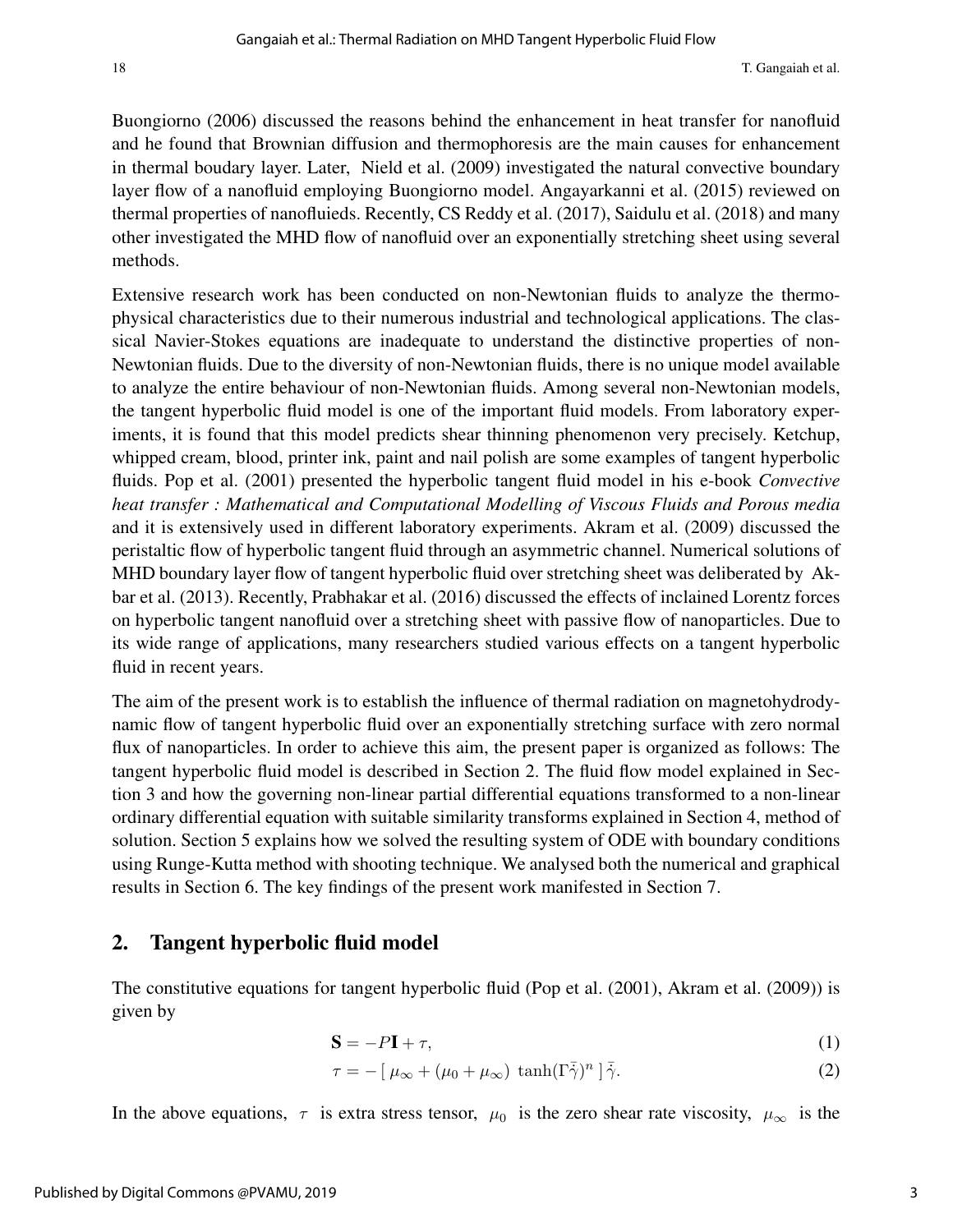Buongiorno (2006) discussed the reasons behind the enhancement in heat transfer for nanofluid and he found that Brownian diffusion and thermophoresis are the main causes for enhancement in thermal boudary layer. Later, Nield et al. (2009) investigated the natural convective boundary layer flow of a nanofluid employing Buongiorno model. Angayarkanni et al. (2015) reviewed on thermal properties of nanofluieds. Recently, CS Reddy et al. (2017), Saidulu et al. (2018) and many other investigated the MHD flow of nanofluid over an exponentially stretching sheet using several methods.

Extensive research work has been conducted on non-Newtonian fluids to analyze the thermo-physical characteristics due to their numerous industrial and technological applications. The classical Navier-Stokes equations are inadequate to understand the distinctive properties of non-Newtonian fluids. Due to the diversity of non-Newtonian fluids, there is no unique model available to analyze the entire behaviour of non-Newtonian fluids. Among several non-Newtonian models, the tangent hyperbolic fluid model is one of the important fluid models. From laboratory experiments, it is found that this model predicts shear thinning phenomenon very precisely. Ketchup, whipped cream, blood, printer ink, paint and nail polish are some examples of tangent hyperbolic fluids. Pop et al. (2001) presented the hyperbolic tangent fluid model in his e-book *Convective heat transfer : Mathematical and Computational Modelling of Viscous Fluids and Porous media* and it is extensively used in different laboratory experiments. Akram et al. (2009) discussed the peristaltic flow of hyperbolic tangent fluid through an asymmetric channel. Numerical solutions of MHD boundary layer flow of tangent hyperbolic fluid over stretching sheet was deliberated by Akbar et al. (2013). Recently, Prabhakar et al. (2016) discussed the effects of inclained Lorentz forces on hyperbolic tangent nanofluid over a stretching sheet with passive flow of nanoparticles. Due to its wide range of applications, many researchers studied various effects on a tangent hyperbolic fluid in recent years.

The aim of the present work is to establish the influence of thermal radiation on magnetohydrodynamic flow of tangent hyperbolic fluid over an exponentially stretching surface with zero normal flux of nanoparticles. In order to achieve this aim, the present paper is organized as follows: The tangent hyperbolic fluid model is described in Section 2. The fluid flow model explained in Section 3 and how the governing non-linear partial differential equations transformed to a non-linear ordinary differential equation with suitable similarity transforms explained in Section 4, method of solution. Section 5 explains how we solved the resulting system of ODE with boundary conditions using Runge-Kutta method with shooting technique. We analysed both the numerical and graphical results in Section 6. The key findings of the present work manifested in Section 7.

## 2. Tangent hyperbolic fluid model

The constitutive equations for tangent hyperbolic fluid (Pop et al. (2001), Akram et al. (2009)) is given by

$$\mathbf{S} = -P\mathbf{I} + \tau, \tag{1}$$

$$\tau = -\left[\, \mu_\infty + (\mu_0 + \mu_\infty)\ \tanh(\Gamma\bar{\dot{\gamma}})^n \,\right] \bar{\dot{\gamma}}. \tag{2}$$

In the above equations, $\tau$ is extra stress tensor, $\mu_0$ is the zero shear rate viscosity, $\mu_\infty$ is the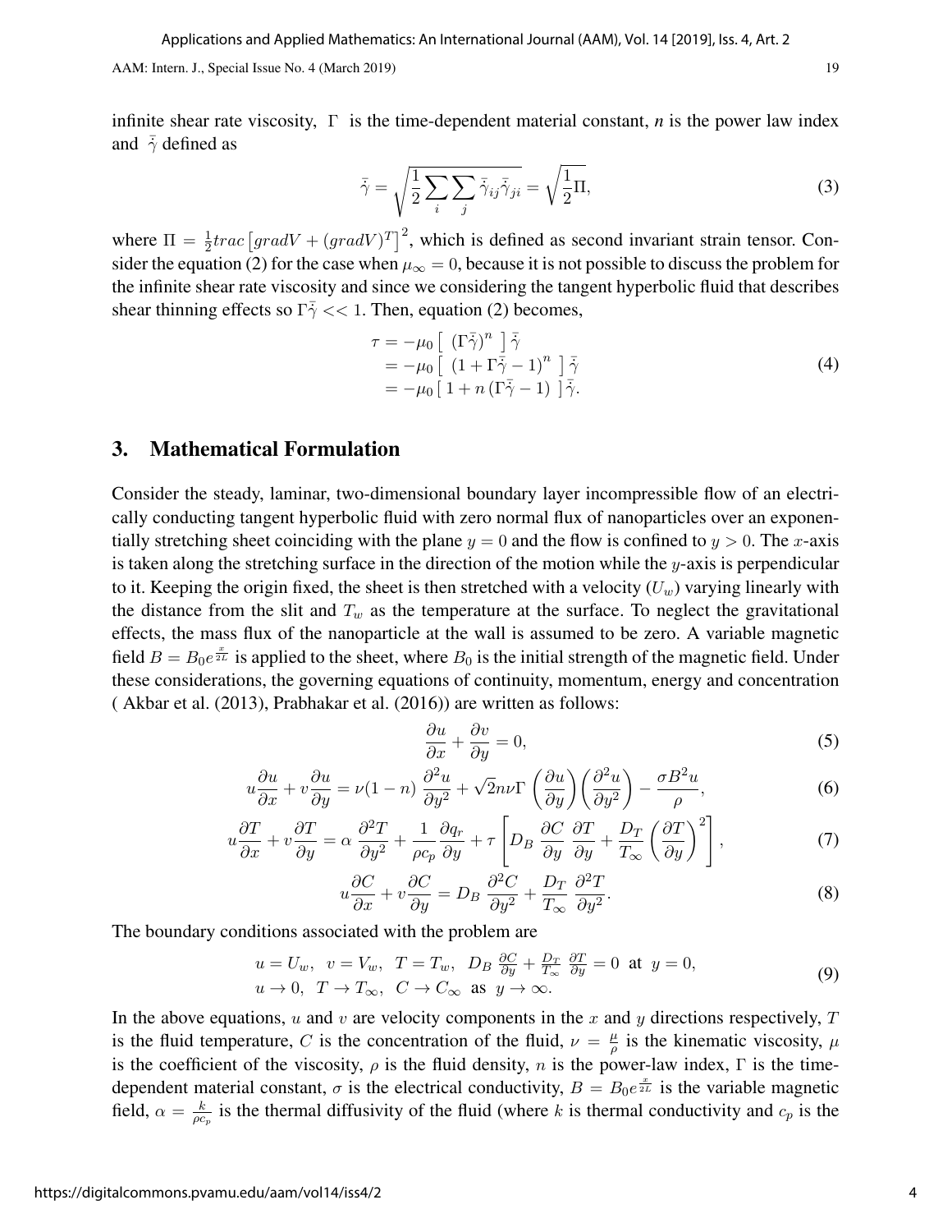infinite shear rate viscosity, $\Gamma$ is the time-dependent material constant, *n* is the power law index and $\bar{\dot{\gamma}}$ defined as

$$\bar{\dot{\gamma}} = \sqrt{\frac{1}{2}\sum_i \sum_j \bar{\dot{\gamma}}_{ij}\bar{\dot{\gamma}}_{ji}} = \sqrt{\frac{1}{2}\Pi}, \tag{3}$$

where $\Pi = \frac{1}{2}trac\left[gradV + (gradV)^T\right]^2$, which is defined as second invariant strain tensor. Consider the equation (2) for the case when $\mu_\infty = 0$, because it is not possible to discuss the problem for the infinite shear rate viscosity and since we considering the tangent hyperbolic fluid that describes shear thinning effects so $\Gamma\bar{\dot{\gamma}} << 1$. Then, equation (2) becomes,

$$\begin{aligned}
\tau &= -\mu_0 \left[ \ (\Gamma\bar{\dot{\gamma}})^n \ \right] \bar{\dot{\gamma}} \\
&= -\mu_0 \left[ \ (1 + \Gamma\bar{\dot{\gamma}} - 1)^n \ \right] \bar{\dot{\gamma}} \\
&= -\mu_0 \left[ \, 1 + n\,(\Gamma\bar{\dot{\gamma}} - 1) \ \right] \bar{\dot{\gamma}}.
\end{aligned} \tag{4}$$

## 3. Mathematical Formulation

Consider the steady, laminar, two-dimensional boundary layer incompressible flow of an electrically conducting tangent hyperbolic fluid with zero normal flux of nanoparticles over an exponentially stretching sheet coinciding with the plane $y = 0$ and the flow is confined to $y > 0$. The $x$-axis is taken along the stretching surface in the direction of the motion while the $y$-axis is perpendicular to it. Keeping the origin fixed, the sheet is then stretched with a velocity ($U_w$) varying linearly with the distance from the slit and $T_w$ as the temperature at the surface. To neglect the gravitational effects, the mass flux of the nanoparticle at the wall is assumed to be zero. A variable magnetic field $B = B_0 e^{\frac{x}{2L}}$ is applied to the sheet, where $B_0$ is the initial strength of the magnetic field. Under these considerations, the governing equations of continuity, momentum, energy and concentration ( Akbar et al. (2013), Prabhakar et al. (2016)) are written as follows:

$$\frac{\partial u}{\partial x} + \frac{\partial v}{\partial y} = 0, \tag{5}$$

$$u\frac{\partial u}{\partial x} + v\frac{\partial u}{\partial y} = \nu(1-n)\,\frac{\partial^2 u}{\partial y^2} + \sqrt{2}n\nu\Gamma\left(\frac{\partial u}{\partial y}\right)\left(\frac{\partial^2 u}{\partial y^2}\right) - \frac{\sigma B^2 u}{\rho}, \tag{6}$$

$$u\frac{\partial T}{\partial x} + v\frac{\partial T}{\partial y} = \alpha\,\frac{\partial^2 T}{\partial y^2} + \frac{1}{\rho c_p}\frac{\partial q_r}{\partial y} + \tau\left[D_B\,\frac{\partial C}{\partial y}\,\frac{\partial T}{\partial y} + \frac{D_T}{T_\infty}\left(\frac{\partial T}{\partial y}\right)^2\right], \tag{7}$$

$$u\frac{\partial C}{\partial x} + v\frac{\partial C}{\partial y} = D_B\,\frac{\partial^2 C}{\partial y^2} + \frac{D_T}{T_\infty}\,\frac{\partial^2 T}{\partial y^2}. \tag{8}$$

The boundary conditions associated with the problem are

$$\begin{aligned}
&u = U_w,\ \ v = V_w,\ \ T = T_w,\ \ D_B\,\tfrac{\partial C}{\partial y} + \tfrac{D_T}{T_\infty}\,\tfrac{\partial T}{\partial y} = 0 \ \text{ at } \ y = 0,\\
&u \to 0,\ \ T \to T_\infty,\ \ C \to C_\infty \ \text{ as } \ y \to \infty.
\end{aligned} \tag{9}$$

In the above equations, $u$ and $v$ are velocity components in the $x$ and $y$ directions respectively, $T$ is the fluid temperature, $C$ is the concentration of the fluid, $\nu = \frac{\mu}{\rho}$ is the kinematic viscosity, $\mu$ is the coefficient of the viscosity, $\rho$ is the fluid density, $n$ is the power-law index, $\Gamma$ is the time-dependent material constant, $\sigma$ is the electrical conductivity, $B = B_0 e^{\frac{x}{2L}}$ is the variable magnetic field, $\alpha = \frac{k}{\rho c_p}$ is the thermal diffusivity of the fluid (where $k$ is thermal conductivity and $c_p$ is the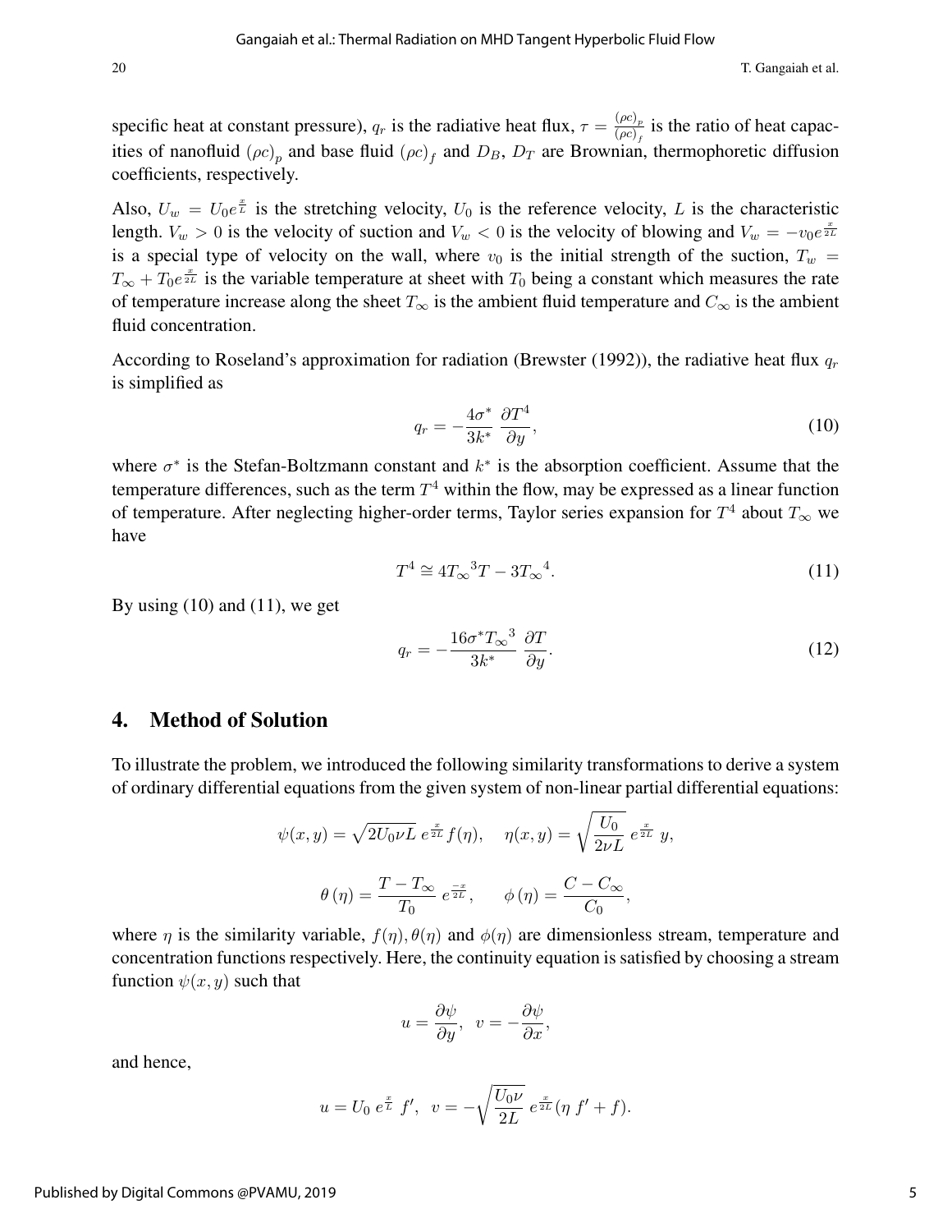specific heat at constant pressure), $q_r$ is the radiative heat flux, $\tau = \frac{(\rho c)_p}{(\rho c)_f}$ is the ratio of heat capacities of nanofluid $(\rho c)_p$ and base fluid $(\rho c)_f$ and $D_B$, $D_T$ are Brownian, thermophoretic diffusion coefficients, respectively.

Also, $U_w = U_0 e^{\frac{x}{L}}$ is the stretching velocity, $U_0$ is the reference velocity, $L$ is the characteristic length. $V_w > 0$ is the velocity of suction and $V_w < 0$ is the velocity of blowing and $V_w = -v_0 e^{\frac{x}{2L}}$ is a special type of velocity on the wall, where $v_0$ is the initial strength of the suction, $T_w = T_\infty + T_0 e^{\frac{x}{2L}}$ is the variable temperature at sheet with $T_0$ being a constant which measures the rate of temperature increase along the sheet $T_\infty$ is the ambient fluid temperature and $C_\infty$ is the ambient fluid concentration.

According to Roseland's approximation for radiation (Brewster (1992)), the radiative heat flux $q_r$ is simplified as

$$q_r = -\frac{4\sigma^*}{3k^*} \frac{\partial T^4}{\partial y}, \tag{10}$$

where $\sigma^*$ is the Stefan-Boltzmann constant and $k^*$ is the absorption coefficient. Assume that the temperature differences, such as the term $T^4$ within the flow, may be expressed as a linear function of temperature. After neglecting higher-order terms, Taylor series expansion for $T^4$ about $T_\infty$ we have

$$T^4 \cong 4{T_\infty}^3 T - 3{T_\infty}^4. \tag{11}$$

By using (10) and (11), we get

$$q_r = -\frac{16\sigma^* {T_\infty}^3}{3k^*} \frac{\partial T}{\partial y}. \tag{12}$$

## 4. Method of Solution

To illustrate the problem, we introduced the following similarity transformations to derive a system of ordinary differential equations from the given system of non-linear partial differential equations:

$$\psi(x,y) = \sqrt{2U_0 \nu L}\, e^{\frac{x}{2L}} f(\eta), \quad \eta(x,y) = \sqrt{\frac{U_0}{2\nu L}}\, e^{\frac{x}{2L}}\, y,$$

$$\theta(\eta) = \frac{T - T_\infty}{T_0}\, e^{\frac{-x}{2L}}, \qquad \phi(\eta) = \frac{C - C_\infty}{C_0},$$

where $\eta$ is the similarity variable, $f(\eta), \theta(\eta)$ and $\phi(\eta)$ are dimensionless stream, temperature and concentration functions respectively. Here, the continuity equation is satisfied by choosing a stream function $\psi(x,y)$ such that

$$u = \frac{\partial \psi}{\partial y}, \quad v = -\frac{\partial \psi}{\partial x},$$

and hence,

$$u = U_0\, e^{\frac{x}{L}}\, f', \quad v = -\sqrt{\frac{U_0 \nu}{2L}}\, e^{\frac{x}{2L}} (\eta\, f' + f).$$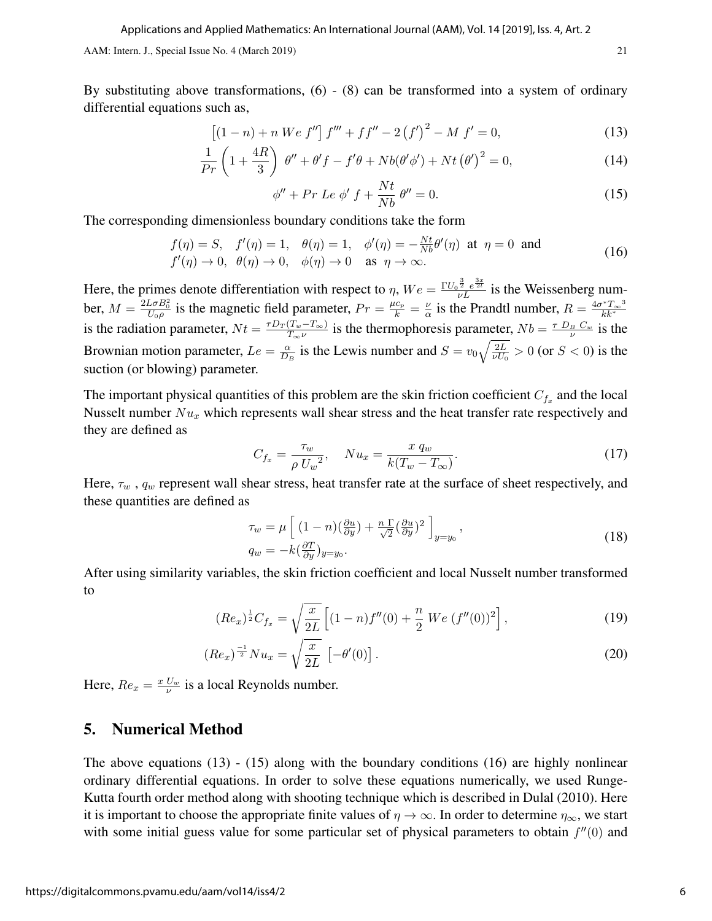By substituting above transformations, (6) - (8) can be transformed into a system of ordinary differential equations such as,

$$\left[(1-n)+n\,We\,f''\right]f'''+ff''-2\left(f'\right)^2-M\,f'=0, \tag{13}$$

$$\frac{1}{Pr}\left(1+\frac{4R}{3}\right)\,\theta''+\theta' f-f'\theta+Nb(\theta'\phi')+Nt\left(\theta'\right)^2=0, \tag{14}$$

$$\phi''+Pr\;Le\;\phi'\;f+\frac{Nt}{Nb}\,\theta''=0. \tag{15}$$

The corresponding dimensionless boundary conditions take the form

$$\begin{aligned} &f(\eta)=S,\quad f'(\eta)=1,\quad \theta(\eta)=1,\quad \phi'(\eta)=-\tfrac{Nt}{Nb}\theta'(\eta)\ \text{ at }\ \eta=0\ \text{ and}\\ &f'(\eta)\to 0,\ \ \theta(\eta)\to 0,\ \ \phi(\eta)\to 0\quad \text{as }\ \eta\to\infty. \end{aligned} \tag{16}$$

Here, the primes denote differentiation with respect to $\eta$, $We=\frac{\Gamma U_0^{\frac{3}{2}}\,e^{\frac{3x}{2l}}}{\nu L}$ is the Weissenberg number, $M=\frac{2L\sigma B_0^2}{U_0\rho}$ is the magnetic field parameter, $Pr=\frac{\mu c_p}{k}=\frac{\nu}{\alpha}$ is the Prandtl number, $R=\frac{4\sigma^* {T_\infty}^3}{kk^*}$ is the radiation parameter, $Nt=\frac{\tau D_T(T_w-T_\infty)}{T_\infty \nu}$ is the thermophoresis parameter, $Nb=\frac{\tau\,D_B\,C_w}{\nu}$ is the Brownian motion parameter, $Le=\frac{\alpha}{D_B}$ is the Lewis number and $S=v_0\sqrt{\frac{2L}{\nu U_0}}>0$ (or $S<0$) is the suction (or blowing) parameter.

The important physical quantities of this problem are the skin friction coefficient $C_{f_x}$ and the local Nusselt number $Nu_x$ which represents wall shear stress and the heat transfer rate respectively and they are defined as

$$C_{f_x}=\frac{\tau_w}{\rho\,{U_w}^2},\quad Nu_x=\frac{x\,q_w}{k(T_w-T_\infty)}. \tag{17}$$

Here, $\tau_w$ , $q_w$ represent wall shear stress, heat transfer rate at the surface of sheet respectively, and these quantities are defined as

$$\begin{aligned} &\tau_w=\mu\left[\,(1-n)(\tfrac{\partial u}{\partial y})+\tfrac{n\,\Gamma}{\sqrt{2}}(\tfrac{\partial u}{\partial y})^2\,\right]_{y=y_0},\\ &q_w=-k(\tfrac{\partial T}{\partial y})_{y=y_0}. \end{aligned} \tag{18}$$

After using similarity variables, the skin friction coefficient and local Nusselt number transformed to

$$(Re_x)^{\frac{1}{2}}C_{f_x}=\sqrt{\frac{x}{2L}}\left[(1-n)f''(0)+\frac{n}{2}\;We\;(f''(0))^2\right], \tag{19}$$

$$(Re_x)^{\frac{-1}{2}}Nu_x=\sqrt{\frac{x}{2L}}\;\left[-\theta'(0)\right]. \tag{20}$$

Here, $Re_x=\frac{x\;U_w}{\nu}$ is a local Reynolds number.

## 5. Numerical Method

The above equations (13) - (15) along with the boundary conditions (16) are highly nonlinear ordinary differential equations. In order to solve these equations numerically, we used Runge-Kutta fourth order method along with shooting technique which is described in Dulal (2010). Here it is important to choose the appropriate finite values of $\eta\to\infty$. In order to determine $\eta_\infty$, we start with some initial guess value for some particular set of physical parameters to obtain $f''(0)$ and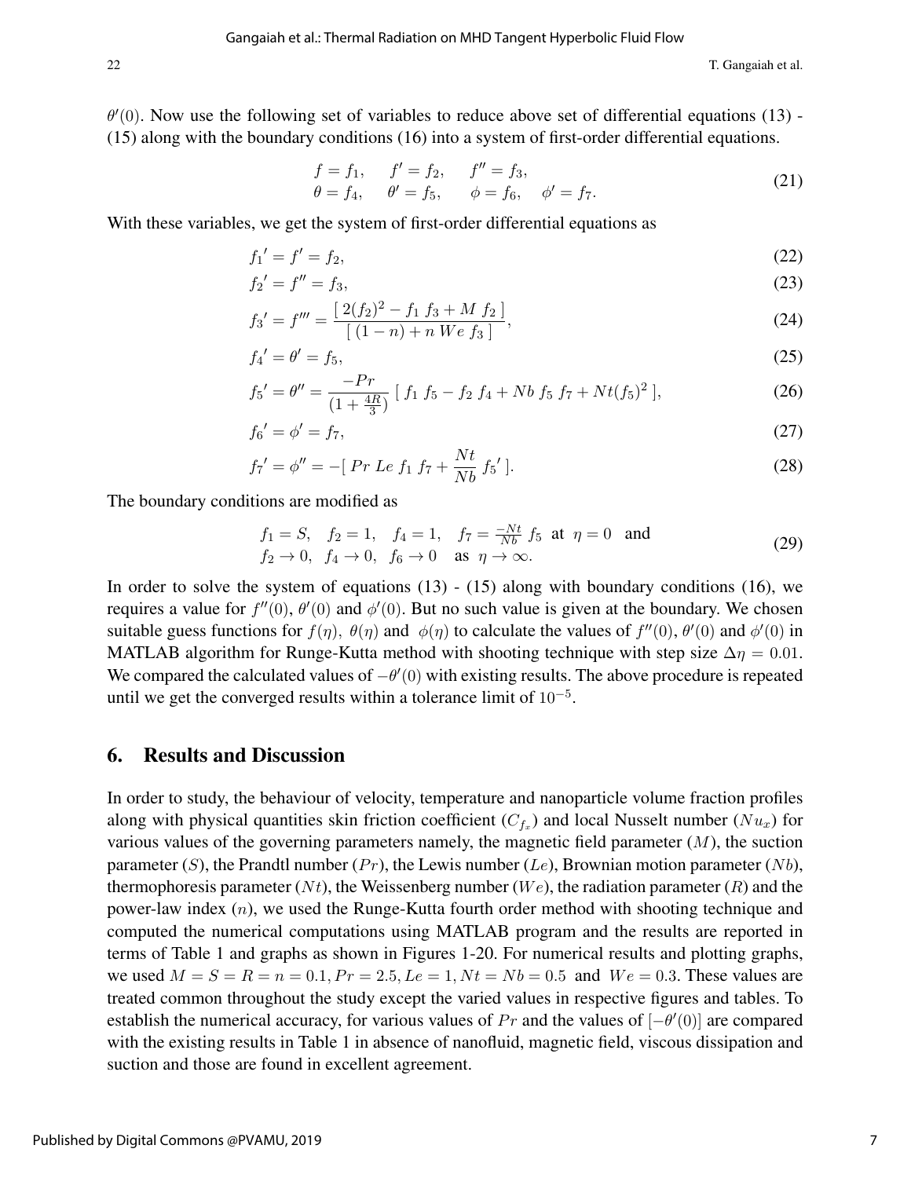$\theta'(0)$. Now use the following set of variables to reduce above set of differential equations (13) - (15) along with the boundary conditions (16) into a system of first-order differential equations.

$$
\begin{aligned}
&f = f_1, \quad f' = f_2, \quad f'' = f_3, \\
&\theta = f_4, \quad \theta' = f_5, \quad \phi = f_6, \quad \phi' = f_7.
\end{aligned} \tag{21}
$$

With these variables, we get the system of first-order differential equations as

$$f_1{}' = f' = f_2, \tag{22}$$

$$f_2{}' = f'' = f_3, \tag{23}$$

$$f_3{}' = f''' = \frac{[\,2(f_2)^2 - f_1\, f_3 + M\, f_2\,]}{[\,(1-n) + n\, We\, f_3\,]}, \tag{24}$$

$$f_4{}' = \theta' = f_5, \tag{25}$$

$$f_5{}' = \theta'' = \frac{-Pr}{(1 + \frac{4R}{3})}\,[\, f_1\, f_5 - f_2\, f_4 + Nb\, f_5\, f_7 + Nt(f_5)^2\,], \tag{26}$$

$$f_6{}' = \phi' = f_7, \tag{27}$$

$$f_7{}' = \phi'' = -[\, Pr\, Le\, f_1\, f_7 + \frac{Nt}{Nb}\, f_5{}'\,]. \tag{28}$$

The boundary conditions are modified as

$$
\begin{aligned}
&f_1 = S, \quad f_2 = 1, \quad f_4 = 1, \quad f_7 = \tfrac{-Nt}{Nb}\, f_5 \ \text{ at } \eta = 0 \ \text{ and} \\
&f_2 \to 0, \quad f_4 \to 0, \quad f_6 \to 0 \quad \text{as } \eta \to \infty.
\end{aligned} \tag{29}
$$

In order to solve the system of equations (13) - (15) along with boundary conditions (16), we requires a value for $f''(0)$, $\theta'(0)$ and $\phi'(0)$. But no such value is given at the boundary. We chosen suitable guess functions for $f(\eta)$, $\theta(\eta)$ and $\phi(\eta)$ to calculate the values of $f''(0)$, $\theta'(0)$ and $\phi'(0)$ in MATLAB algorithm for Runge-Kutta method with shooting technique with step size $\Delta\eta = 0.01$. We compared the calculated values of $-\theta'(0)$ with existing results. The above procedure is repeated until we get the converged results within a tolerance limit of $10^{-5}$.

## 6. Results and Discussion

In order to study, the behaviour of velocity, temperature and nanoparticle volume fraction profiles along with physical quantities skin friction coefficient ($C_{f_x}$) and local Nusselt number ($Nu_x$) for various values of the governing parameters namely, the magnetic field parameter ($M$), the suction parameter ($S$), the Prandtl number ($Pr$), the Lewis number ($Le$), Brownian motion parameter ($Nb$), thermophoresis parameter ($Nt$), the Weissenberg number ($We$), the radiation parameter ($R$) and the power-law index ($n$), we used the Runge-Kutta fourth order method with shooting technique and computed the numerical computations using MATLAB program and the results are reported in terms of Table 1 and graphs as shown in Figures 1-20. For numerical results and plotting graphs, we used $M = S = R = n = 0.1, Pr = 2.5, Le = 1, Nt = Nb = 0.5$ and $We = 0.3$. These values are treated common throughout the study except the varied values in respective figures and tables. To establish the numerical accuracy, for various values of $Pr$ and the values of $[-\theta'(0)]$ are compared with the existing results in Table 1 in absence of nanofluid, magnetic field, viscous dissipation and suction and those are found in excellent agreement.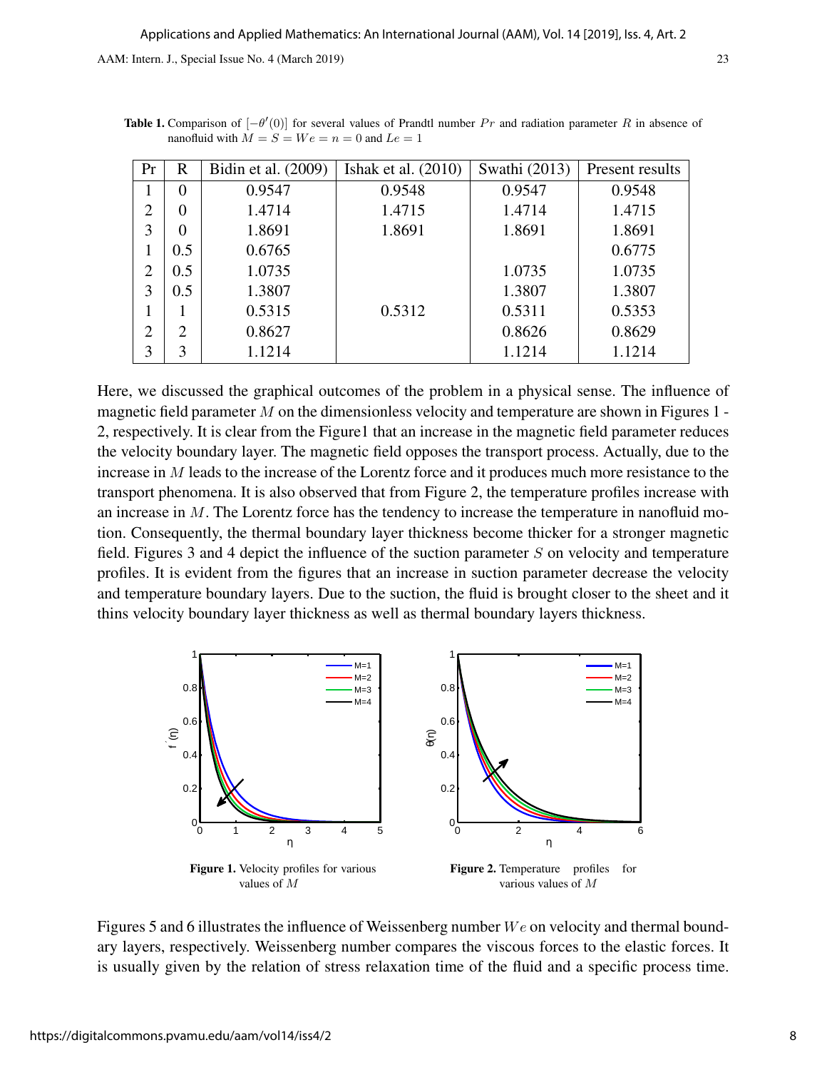**Table 1.** Comparison of $[-\theta'(0)]$ for several values of Prandtl number $Pr$ and radiation parameter $R$ in absence of nanofluid with $M = S = We = n = 0$ and $Le = 1$

| Pr | R | Bidin et al. (2009) | Ishak et al. (2010) | Swathi (2013) | Present results |
|---|---|---|---|---|---|
| 1 | 0 | 0.9547 | 0.9548 | 0.9547 | 0.9548 |
| 2 | 0 | 1.4714 | 1.4715 | 1.4714 | 1.4715 |
| 3 | 0 | 1.8691 | 1.8691 | 1.8691 | 1.8691 |
| 1 | 0.5 | 0.6765 | | | 0.6775 |
| 2 | 0.5 | 1.0735 | | 1.0735 | 1.0735 |
| 3 | 0.5 | 1.3807 | | 1.3807 | 1.3807 |
| 1 | 1 | 0.5315 | 0.5312 | 0.5311 | 0.5353 |
| 2 | 2 | 0.8627 | | 0.8626 | 0.8629 |
| 3 | 3 | 1.1214 | | 1.1214 | 1.1214 |

Here, we discussed the graphical outcomes of the problem in a physical sense. The influence of magnetic field parameter $M$ on the dimensionless velocity and temperature are shown in Figures 1 - 2, respectively. It is clear from the Figure1 that an increase in the magnetic field parameter reduces the velocity boundary layer. The magnetic field opposes the transport process. Actually, due to the increase in $M$ leads to the increase of the Lorentz force and it produces much more resistance to the transport phenomena. It is also observed that from Figure 2, the temperature profiles increase with an increase in $M$. The Lorentz force has the tendency to increase the temperature in nanofluid motion. Consequently, the thermal boundary layer thickness become thicker for a stronger magnetic field. Figures 3 and 4 depict the influence of the suction parameter $S$ on velocity and temperature profiles. It is evident from the figures that an increase in suction parameter decrease the velocity and temperature boundary layers. Due to the suction, the fluid is brought closer to the sheet and it thins velocity boundary layer thickness as well as thermal boundary layers thickness.

M=1
M=2
M=3
M=4
f′(η)
η

**Figure 1.** Velocity profiles for various values of $M$

M=1
M=2
M=3
M=4
θ(η)
η

**Figure 2.** Temperature profiles for various values of $M$

Figures 5 and 6 illustrates the influence of Weissenberg number $We$ on velocity and thermal boundary layers, respectively. Weissenberg number compares the viscous forces to the elastic forces. It is usually given by the relation of stress relaxation time of the fluid and a specific process time.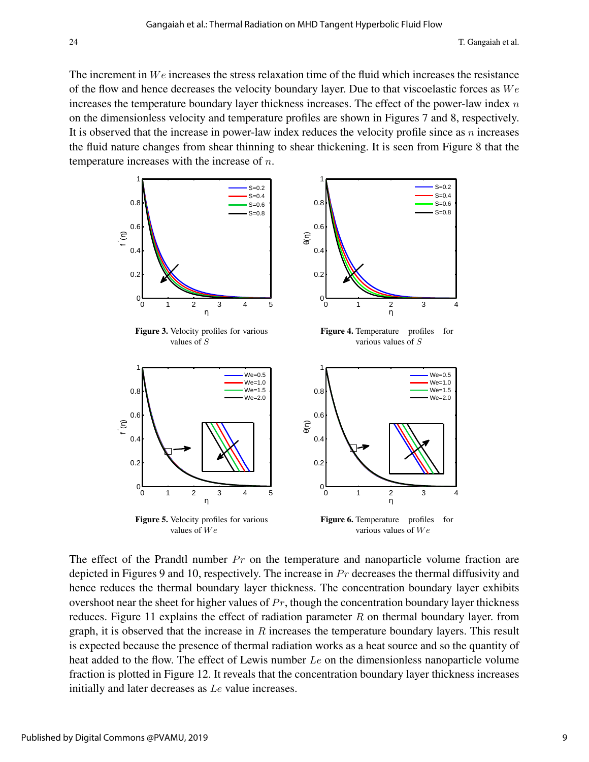The increment in $We$ increases the stress relaxation time of the fluid which increases the resistance of the flow and hence decreases the velocity boundary layer. Due to that viscoelastic forces as $We$ increases the temperature boundary layer thickness increases. The effect of the power-law index $n$ on the dimensionless velocity and temperature profiles are shown in Figures 7 and 8, respectively. It is observed that the increase in power-law index reduces the velocity profile since as $n$ increases the fluid nature changes from shear thinning to shear thickening. It is seen from Figure 8 that the temperature increases with the increase of $n$.

f′(η)
η
S=0.2
S=0.4
S=0.6
S=0.8
0 1 2 3 4 5
0 0.2 0.4 0.6 0.8 1

**Figure 3.** Velocity profiles for various values of $S$

θ(η)
η
S=0.2
S=0.4
S=0.6
S=0.8
0 1 2 3 4
0 0.2 0.4 0.6 0.8 1

**Figure 4.** Temperature profiles for various values of $S$

f′(η)
η
We=0.5
We=1.0
We=1.5
We=2.0
0 1 2 3 4 5
0 0.2 0.4 0.6 0.8 1

**Figure 5.** Velocity profiles for various values of $We$

θ(η)
η
We=0.5
We=1.0
We=1.5
We=2.0
0 1 2 3 4
0 0.2 0.4 0.6 0.8 1

**Figure 6.** Temperature profiles for various values of $We$

The effect of the Prandtl number $Pr$ on the temperature and nanoparticle volume fraction are depicted in Figures 9 and 10, respectively. The increase in $Pr$ decreases the thermal diffusivity and hence reduces the thermal boundary layer thickness. The concentration boundary layer exhibits overshoot near the sheet for higher values of $Pr$, though the concentration boundary layer thickness reduces. Figure 11 explains the effect of radiation parameter $R$ on thermal boundary layer. from graph, it is observed that the increase in $R$ increases the temperature boundary layers. This result is expected because the presence of thermal radiation works as a heat source and so the quantity of heat added to the flow. The effect of Lewis number $Le$ on the dimensionless nanoparticle volume fraction is plotted in Figure 12. It reveals that the concentration boundary layer thickness increases initially and later decreases as $Le$ value increases.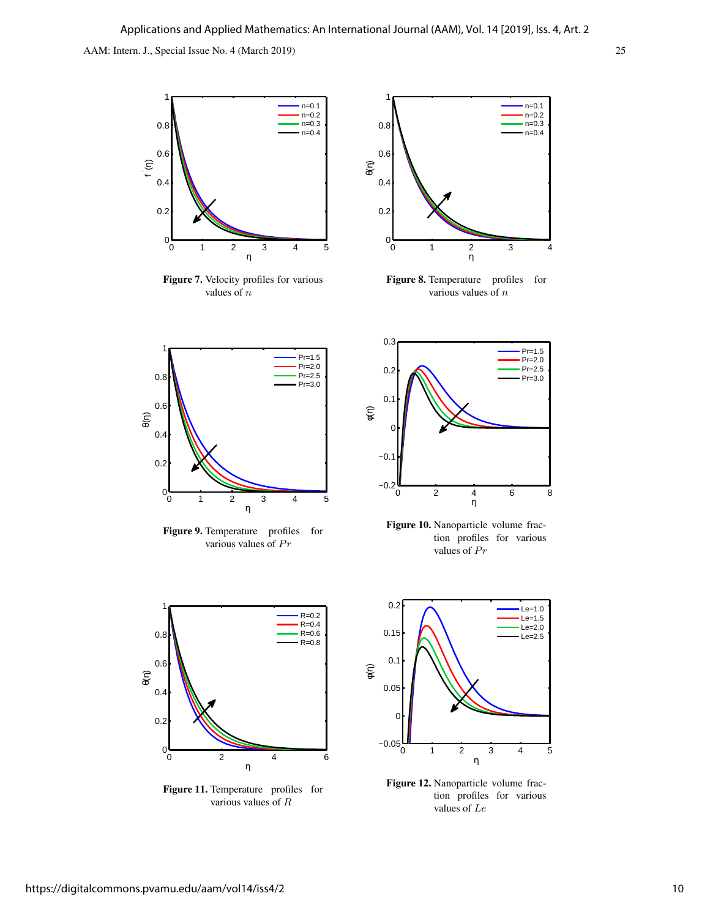1
0.8
0.6
0.4
0.2
0
0 1 2 3 4 5
η
f ′(η)
n=0.1
n=0.2
n=0.3
n=0.4

**Figure 7.** Velocity profiles for various values of $n$

1
0.8
0.6
0.4
0.2
0
0 1 2 3 4
η
θ(η)
n=0.1
n=0.2
n=0.3
n=0.4

**Figure 8.** Temperature profiles for various values of $n$

1
0.8
0.6
0.4
0.2
0
0 1 2 3 4 5
η
θ(η)
Pr=1.5
Pr=2.0
Pr=2.5
Pr=3.0

**Figure 9.** Temperature profiles for various values of $Pr$

0.3
0.2
0.1
0
−0.1
−0.2
0 2 4 6 8
η
φ(η)
Pr=1.5
Pr=2.0
Pr=2.5
Pr=3.0

**Figure 10.** Nanoparticle volume fraction profiles for various values of $Pr$

1
0.8
0.6
0.4
0.2
0
0 2 4 6
η
θ(η)
R=0.2
R=0.4
R=0.6
R=0.8

**Figure 11.** Temperature profiles for various values of $R$

0.2
0.15
0.1
0.05
0
−0.05
0 1 2 3 4 5
η
φ(η)
Le=1.0
Le=1.5
Le=2.0
Le=2.5

**Figure 12.** Nanoparticle volume fraction profiles for various values of $Le$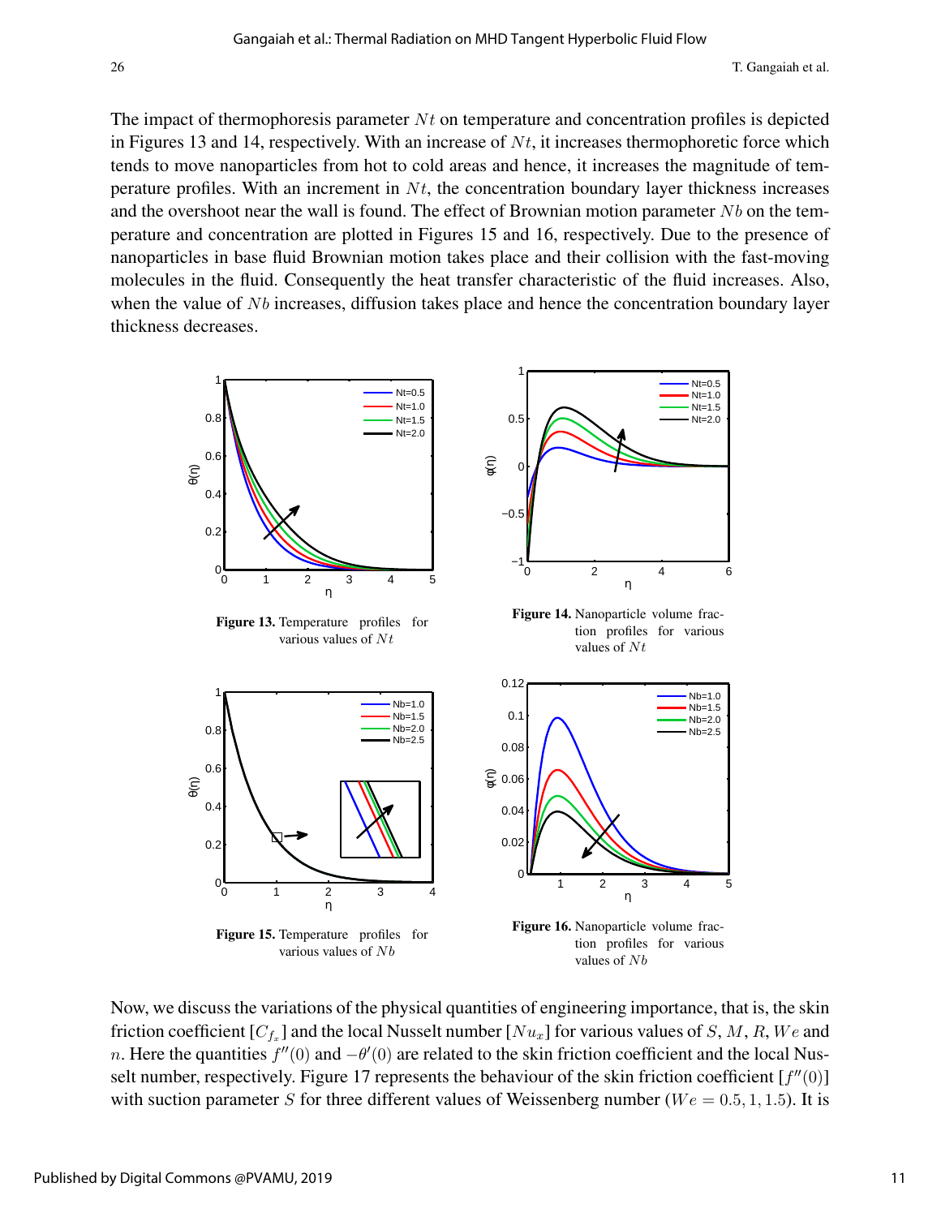The impact of thermophoresis parameter $Nt$ on temperature and concentration profiles is depicted in Figures 13 and 14, respectively. With an increase of $Nt$, it increases thermophoretic force which tends to move nanoparticles from hot to cold areas and hence, it increases the magnitude of temperature profiles. With an increment in $Nt$, the concentration boundary layer thickness increases and the overshoot near the wall is found. The effect of Brownian motion parameter $Nb$ on the temperature and concentration are plotted in Figures 15 and 16, respectively. Due to the presence of nanoparticles in base fluid Brownian motion takes place and their collision with the fast-moving molecules in the fluid. Consequently the heat transfer characteristic of the fluid increases. Also, when the value of $Nb$ increases, diffusion takes place and hence the concentration boundary layer thickness decreases.

θ(η)
η
Nt=0.5
Nt=1.0
Nt=1.5
Nt=2.0
0 1 2 3 4 5
0 0.2 0.4 0.6 0.8 1

**Figure 13.** Temperature profiles for various values of $Nt$

φ(η)
η
Nt=0.5
Nt=1.0
Nt=1.5
Nt=2.0
0 2 4 6
−1 −0.5 0 0.5 1

**Figure 14.** Nanoparticle volume fraction profiles for various values of $Nt$

θ(η)
η
Nb=1.0
Nb=1.5
Nb=2.0
Nb=2.5
0 1 2 3 4
0 0.2 0.4 0.6 0.8 1

**Figure 15.** Temperature profiles for various values of $Nb$

φ(η)
η
Nb=1.0
Nb=1.5
Nb=2.0
Nb=2.5
1 2 3 4 5
0 0.02 0.04 0.06 0.08 0.1 0.12

**Figure 16.** Nanoparticle volume fraction profiles for various values of $Nb$

Now, we discuss the variations of the physical quantities of engineering importance, that is, the skin friction coefficient [$C_{f_x}$] and the local Nusselt number [$Nu_x$] for various values of $S$, $M$, $R$, $We$ and $n$. Here the quantities $f''(0)$ and $-\theta'(0)$ are related to the skin friction coefficient and the local Nusselt number, respectively. Figure 17 represents the behaviour of the skin friction coefficient [$f''(0)$] with suction parameter $S$ for three different values of Weissenberg number ($We = 0.5, 1, 1.5$). It is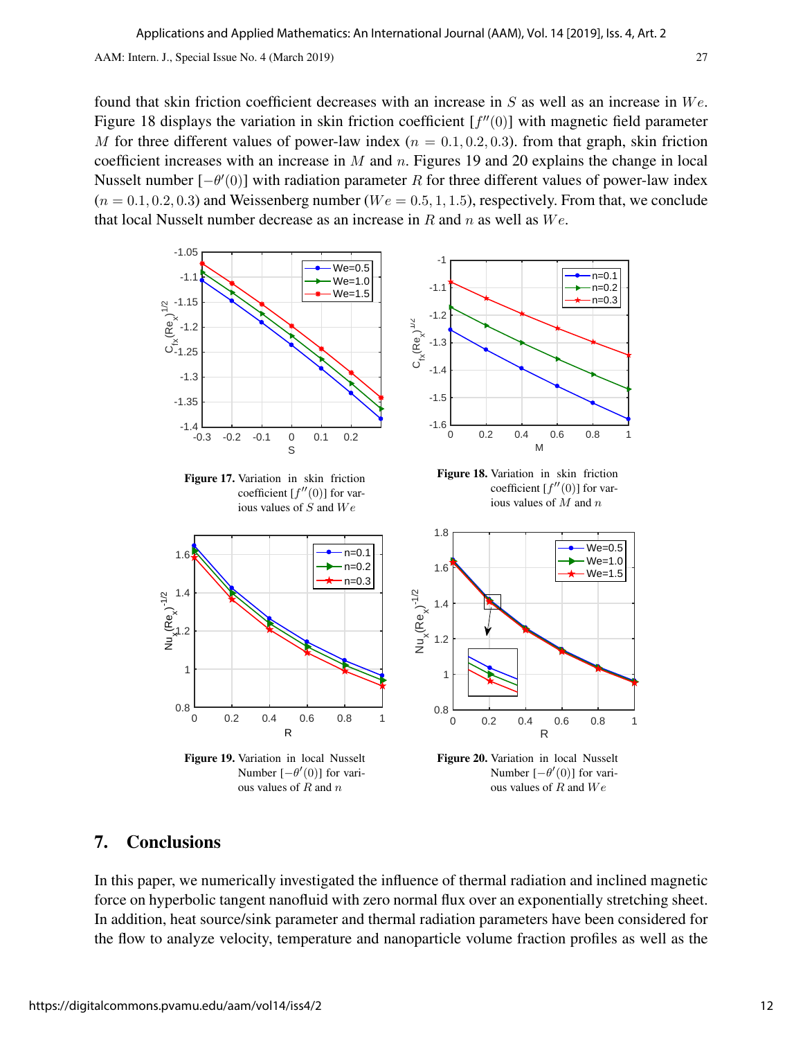found that skin friction coefficient decreases with an increase in $S$ as well as an increase in $We$. Figure 18 displays the variation in skin friction coefficient $[f''(0)]$ with magnetic field parameter $M$ for three different values of power-law index ($n = 0.1, 0.2, 0.3$). from that graph, skin friction coefficient increases with an increase in $M$ and $n$. Figures 19 and 20 explains the change in local Nusselt number $[-\theta'(0)]$ with radiation parameter $R$ for three different values of power-law index ($n = 0.1, 0.2, 0.3$) and Weissenberg number ($We = 0.5, 1, 1.5$), respectively. From that, we conclude that local Nusselt number decrease as an increase in $R$ and $n$ as well as $We$.

-1.05
-1.1
-1.15
-1.2
-1.25
-1.3
-1.35
-1.4
$C_{fx}(Re_x)^{1/2}$
-0.3 -0.2 -0.1 0 0.1 0.2
S
We=0.5
We=1.0
We=1.5

**Figure 17.** Variation in skin friction coefficient $[f''(0)]$ for various values of $S$ and $We$

-1
-1.1
-1.2
-1.3
-1.4
-1.5
-1.6
$C_{fx}(Re_x)^{1/2}$
0 0.2 0.4 0.6 0.8 1
M
n=0.1
n=0.2
n=0.3

**Figure 18.** Variation in skin friction coefficient $[f''(0)]$ for various values of $M$ and $n$

1.6
1.4
1.2
1
0.8
$Nu_x(Re_x)^{-1/2}$
0 0.2 0.4 0.6 0.8 1
R
n=0.1
n=0.2
n=0.3

**Figure 19.** Variation in local Nusselt Number $[-\theta'(0)]$ for various values of $R$ and $n$

1.8
1.6
1.4
1.2
1
0.8
$Nu_x(Re_x)^{-1/2}$
0 0.2 0.4 0.6 0.8 1
R
We=0.5
We=1.0
We=1.5

**Figure 20.** Variation in local Nusselt Number $[-\theta'(0)]$ for various values of $R$ and $We$

## 7. Conclusions

In this paper, we numerically investigated the influence of thermal radiation and inclined magnetic force on hyperbolic tangent nanofluid with zero normal flux over an exponentially stretching sheet. In addition, heat source/sink parameter and thermal radiation parameters have been considered for the flow to analyze velocity, temperature and nanoparticle volume fraction profiles as well as the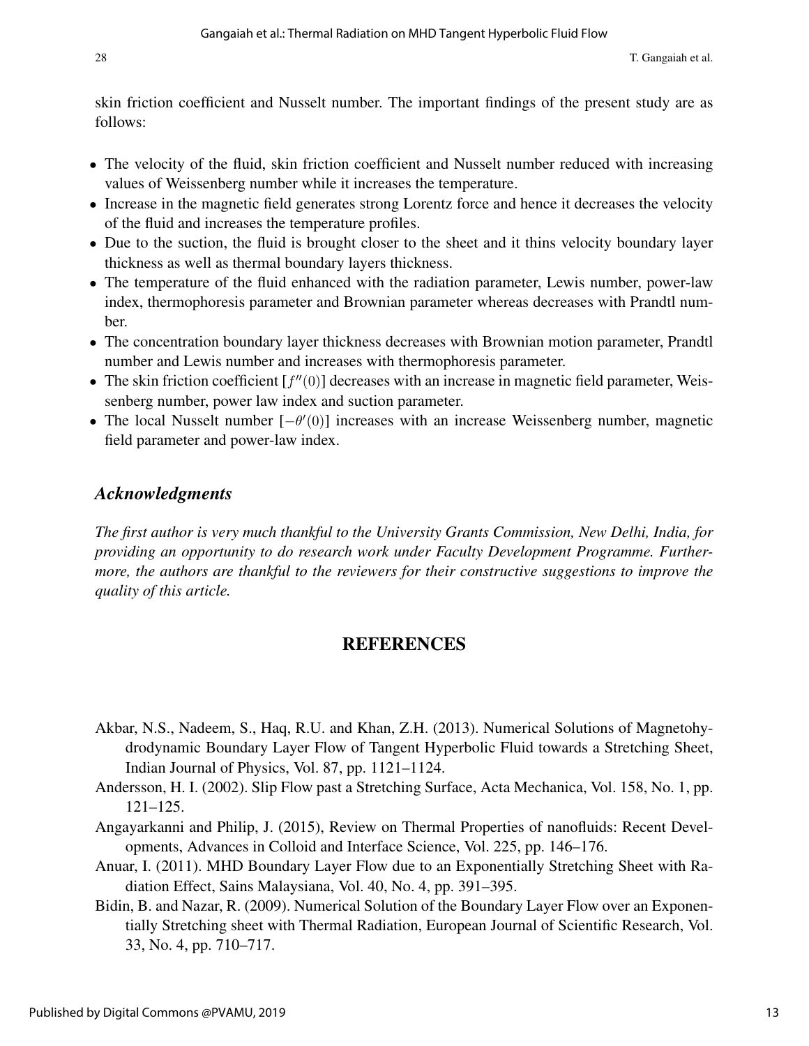skin friction coefficient and Nusselt number. The important findings of the present study are as follows:

- The velocity of the fluid, skin friction coefficient and Nusselt number reduced with increasing values of Weissenberg number while it increases the temperature.
- Increase in the magnetic field generates strong Lorentz force and hence it decreases the velocity of the fluid and increases the temperature profiles.
- Due to the suction, the fluid is brought closer to the sheet and it thins velocity boundary layer thickness as well as thermal boundary layers thickness.
- The temperature of the fluid enhanced with the radiation parameter, Lewis number, power-law index, thermophoresis parameter and Brownian parameter whereas decreases with Prandtl number.
- The concentration boundary layer thickness decreases with Brownian motion parameter, Prandtl number and Lewis number and increases with thermophoresis parameter.
- The skin friction coefficient $[f''(0)]$ decreases with an increase in magnetic field parameter, Weissenberg number, power law index and suction parameter.
- The local Nusselt number $[-\theta'(0)]$ increases with an increase Weissenberg number, magnetic field parameter and power-law index.

## *Acknowledgments*

*The first author is very much thankful to the University Grants Commission, New Delhi, India, for providing an opportunity to do research work under Faculty Development Programme. Furthermore, the authors are thankful to the reviewers for their constructive suggestions to improve the quality of this article.*

## REFERENCES

Akbar, N.S., Nadeem, S., Haq, R.U. and Khan, Z.H. (2013). Numerical Solutions of Magnetohydrodynamic Boundary Layer Flow of Tangent Hyperbolic Fluid towards a Stretching Sheet, Indian Journal of Physics, Vol. 87, pp. 1121–1124.

Andersson, H. I. (2002). Slip Flow past a Stretching Surface, Acta Mechanica, Vol. 158, No. 1, pp. 121–125.

Angayarkanni and Philip, J. (2015), Review on Thermal Properties of nanofluids: Recent Developments, Advances in Colloid and Interface Science, Vol. 225, pp. 146–176.

Anuar, I. (2011). MHD Boundary Layer Flow due to an Exponentially Stretching Sheet with Radiation Effect, Sains Malaysiana, Vol. 40, No. 4, pp. 391–395.

Bidin, B. and Nazar, R. (2009). Numerical Solution of the Boundary Layer Flow over an Exponentially Stretching sheet with Thermal Radiation, European Journal of Scientific Research, Vol. 33, No. 4, pp. 710–717.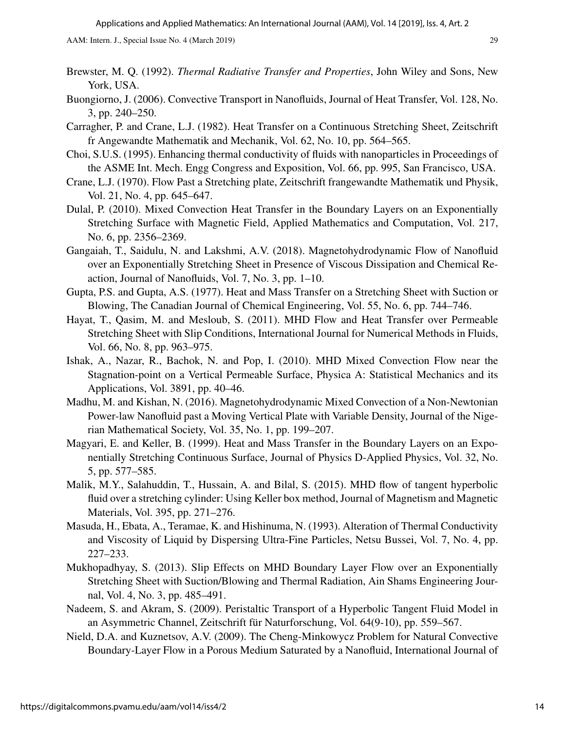Brewster, M. Q. (1992). *Thermal Radiative Transfer and Properties*, John Wiley and Sons, New York, USA.

Buongiorno, J. (2006). Convective Transport in Nanofluids, Journal of Heat Transfer, Vol. 128, No. 3, pp. 240–250.

Carragher, P. and Crane, L.J. (1982). Heat Transfer on a Continuous Stretching Sheet, Zeitschrift fr Angewandte Mathematik and Mechanik, Vol. 62, No. 10, pp. 564–565.

Choi, S.U.S. (1995). Enhancing thermal conductivity of fluids with nanoparticles in Proceedings of the ASME Int. Mech. Engg Congress and Exposition, Vol. 66, pp. 995, San Francisco, USA.

Crane, L.J. (1970). Flow Past a Stretching plate, Zeitschrift frangewandte Mathematik und Physik, Vol. 21, No. 4, pp. 645–647.

Dulal, P. (2010). Mixed Convection Heat Transfer in the Boundary Layers on an Exponentially Stretching Surface with Magnetic Field, Applied Mathematics and Computation, Vol. 217, No. 6, pp. 2356–2369.

Gangaiah, T., Saidulu, N. and Lakshmi, A.V. (2018). Magnetohydrodynamic Flow of Nanofluid over an Exponentially Stretching Sheet in Presence of Viscous Dissipation and Chemical Reaction, Journal of Nanofluids, Vol. 7, No. 3, pp. 1–10.

Gupta, P.S. and Gupta, A.S. (1977). Heat and Mass Transfer on a Stretching Sheet with Suction or Blowing, The Canadian Journal of Chemical Engineering, Vol. 55, No. 6, pp. 744–746.

Hayat, T., Qasim, M. and Mesloub, S. (2011). MHD Flow and Heat Transfer over Permeable Stretching Sheet with Slip Conditions, International Journal for Numerical Methods in Fluids, Vol. 66, No. 8, pp. 963–975.

Ishak, A., Nazar, R., Bachok, N. and Pop, I. (2010). MHD Mixed Convection Flow near the Stagnation-point on a Vertical Permeable Surface, Physica A: Statistical Mechanics and its Applications, Vol. 3891, pp. 40–46.

Madhu, M. and Kishan, N. (2016). Magnetohydrodynamic Mixed Convection of a Non-Newtonian Power-law Nanofluid past a Moving Vertical Plate with Variable Density, Journal of the Nigerian Mathematical Society, Vol. 35, No. 1, pp. 199–207.

Magyari, E. and Keller, B. (1999). Heat and Mass Transfer in the Boundary Layers on an Exponentially Stretching Continuous Surface, Journal of Physics D-Applied Physics, Vol. 32, No. 5, pp. 577–585.

Malik, M.Y., Salahuddin, T., Hussain, A. and Bilal, S. (2015). MHD flow of tangent hyperbolic fluid over a stretching cylinder: Using Keller box method, Journal of Magnetism and Magnetic Materials, Vol. 395, pp. 271–276.

Masuda, H., Ebata, A., Teramae, K. and Hishinuma, N. (1993). Alteration of Thermal Conductivity and Viscosity of Liquid by Dispersing Ultra-Fine Particles, Netsu Bussei, Vol. 7, No. 4, pp. 227–233.

Mukhopadhyay, S. (2013). Slip Effects on MHD Boundary Layer Flow over an Exponentially Stretching Sheet with Suction/Blowing and Thermal Radiation, Ain Shams Engineering Journal, Vol. 4, No. 3, pp. 485–491.

Nadeem, S. and Akram, S. (2009). Peristaltic Transport of a Hyperbolic Tangent Fluid Model in an Asymmetric Channel, Zeitschrift für Naturforschung, Vol. 64(9-10), pp. 559–567.

Nield, D.A. and Kuznetsov, A.V. (2009). The Cheng-Minkowycz Problem for Natural Convective Boundary-Layer Flow in a Porous Medium Saturated by a Nanofluid, International Journal of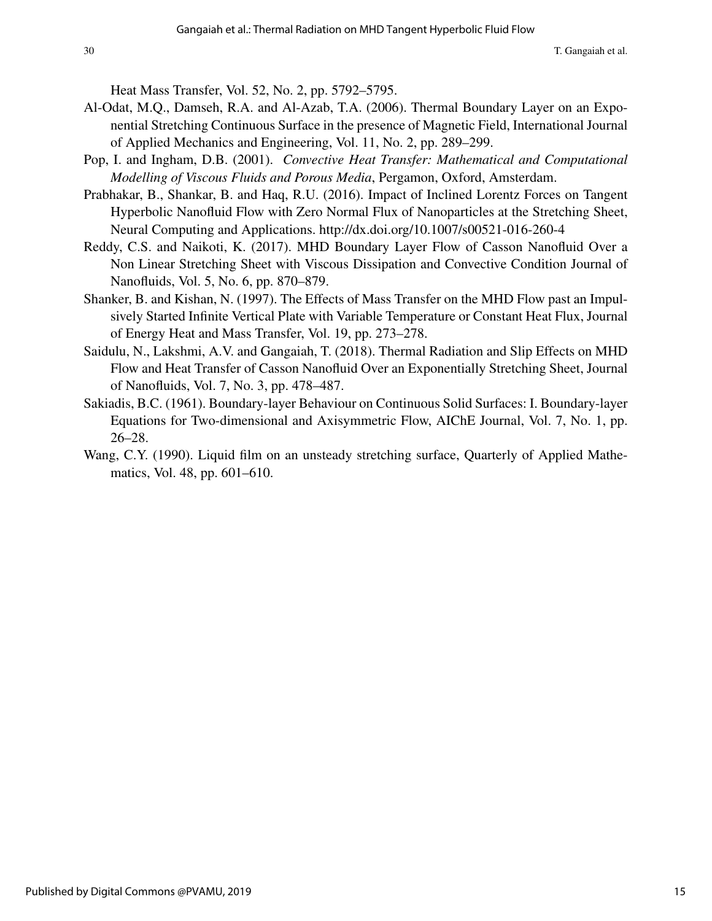Heat Mass Transfer, Vol. 52, No. 2, pp. 5792–5795.

Al-Odat, M.Q., Damseh, R.A. and Al-Azab, T.A. (2006). Thermal Boundary Layer on an Exponential Stretching Continuous Surface in the presence of Magnetic Field, International Journal of Applied Mechanics and Engineering, Vol. 11, No. 2, pp. 289–299.

Pop, I. and Ingham, D.B. (2001). *Convective Heat Transfer: Mathematical and Computational Modelling of Viscous Fluids and Porous Media*, Pergamon, Oxford, Amsterdam.

Prabhakar, B., Shankar, B. and Haq, R.U. (2016). Impact of Inclined Lorentz Forces on Tangent Hyperbolic Nanofluid Flow with Zero Normal Flux of Nanoparticles at the Stretching Sheet, Neural Computing and Applications. http://dx.doi.org/10.1007/s00521-016-260-4

Reddy, C.S. and Naikoti, K. (2017). MHD Boundary Layer Flow of Casson Nanofluid Over a Non Linear Stretching Sheet with Viscous Dissipation and Convective Condition Journal of Nanofluids, Vol. 5, No. 6, pp. 870–879.

Shanker, B. and Kishan, N. (1997). The Effects of Mass Transfer on the MHD Flow past an Impulsively Started Infinite Vertical Plate with Variable Temperature or Constant Heat Flux, Journal of Energy Heat and Mass Transfer, Vol. 19, pp. 273–278.

Saidulu, N., Lakshmi, A.V. and Gangaiah, T. (2018). Thermal Radiation and Slip Effects on MHD Flow and Heat Transfer of Casson Nanofluid Over an Exponentially Stretching Sheet, Journal of Nanofluids, Vol. 7, No. 3, pp. 478–487.

Sakiadis, B.C. (1961). Boundary-layer Behaviour on Continuous Solid Surfaces: I. Boundary-layer Equations for Two-dimensional and Axisymmetric Flow, AIChE Journal, Vol. 7, No. 1, pp. 26–28.

Wang, C.Y. (1990). Liquid film on an unsteady stretching surface, Quarterly of Applied Mathematics, Vol. 48, pp. 601–610.